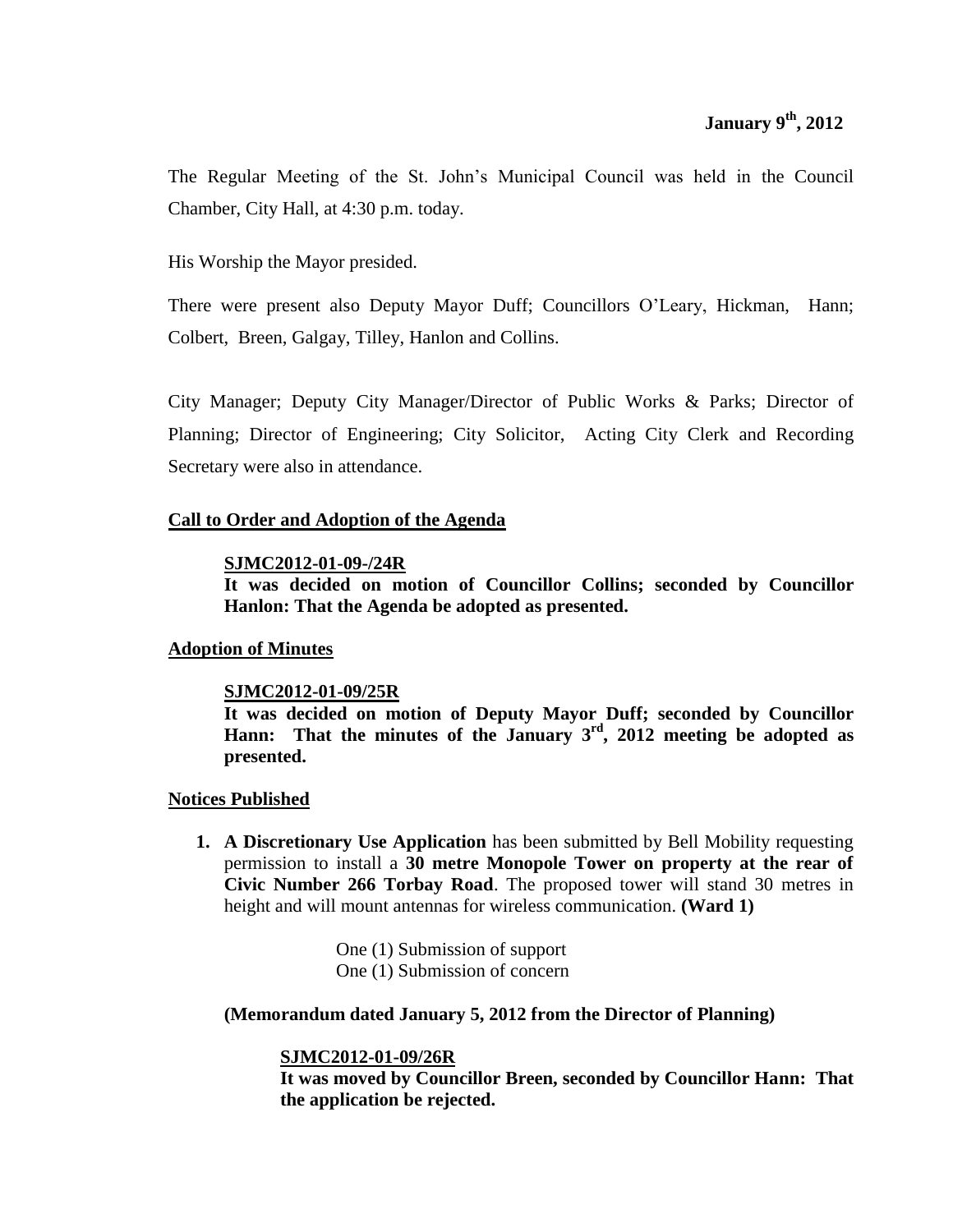**January 9th, 2012**

The Regular Meeting of the St. John's Municipal Council was held in the Council Chamber, City Hall, at 4:30 p.m. today.

His Worship the Mayor presided.

There were present also Deputy Mayor Duff; Councillors O'Leary, Hickman, Hann; Colbert, Breen, Galgay, Tilley, Hanlon and Collins.

City Manager; Deputy City Manager/Director of Public Works & Parks; Director of Planning; Director of Engineering; City Solicitor, Acting City Clerk and Recording Secretary were also in attendance.

## Call to Order and Adoption of the Agenda

**SJMC2012-01-09-/24R**
**It was decided on motion of Councillor Collins; seconded by Councillor Hanlon: That the Agenda be adopted as presented.**

## Adoption of Minutes

**SJMC2012-01-09/25R**
**It was decided on motion of Deputy Mayor Duff; seconded by Councillor Hann: That the minutes of the January 3rd, 2012 meeting be adopted as presented.**

## Notices Published

1. **A Discretionary Use Application** has been submitted by Bell Mobility requesting permission to install a **30 metre Monopole Tower on property at the rear of Civic Number 266 Torbay Road**. The proposed tower will stand 30 metres in height and will mount antennas for wireless communication. **(Ward 1)**

   One (1) Submission of support
   One (1) Submission of concern

   **(Memorandum dated January 5, 2012 from the Director of Planning)**

   **SJMC2012-01-09/26R**
   **It was moved by Councillor Breen, seconded by Councillor Hann: That the application be rejected.**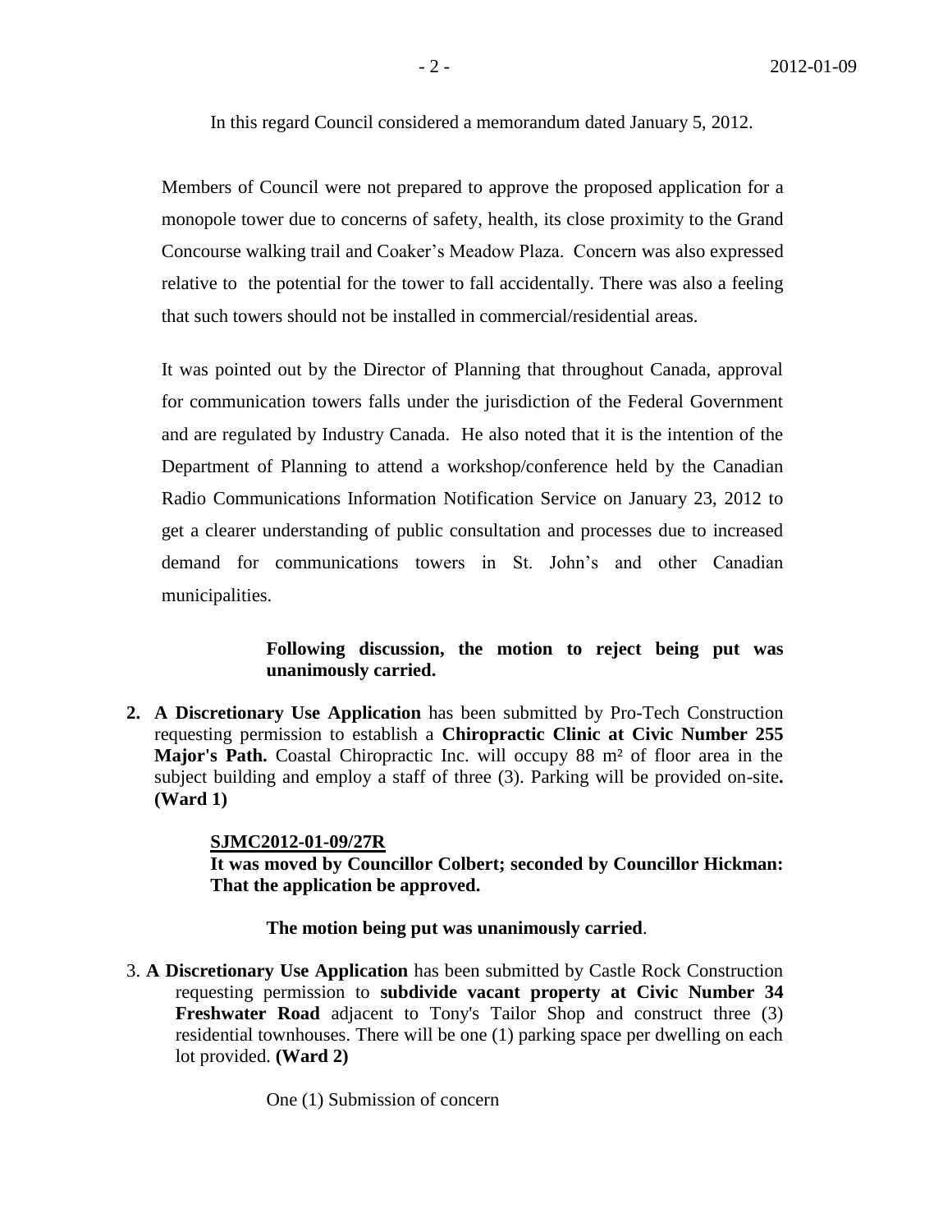In this regard Council considered a memorandum dated January 5, 2012.

Members of Council were not prepared to approve the proposed application for a monopole tower due to concerns of safety, health, its close proximity to the Grand Concourse walking trail and Coaker's Meadow Plaza. Concern was also expressed relative to the potential for the tower to fall accidentally. There was also a feeling that such towers should not be installed in commercial/residential areas.

It was pointed out by the Director of Planning that throughout Canada, approval for communication towers falls under the jurisdiction of the Federal Government and are regulated by Industry Canada. He also noted that it is the intention of the Department of Planning to attend a workshop/conference held by the Canadian Radio Communications Information Notification Service on January 23, 2012 to get a clearer understanding of public consultation and processes due to increased demand for communications towers in St. John's and other Canadian municipalities.

**Following discussion, the motion to reject being put was unanimously carried.**

**2. A Discretionary Use Application** has been submitted by Pro-Tech Construction requesting permission to establish a **Chiropractic Clinic at Civic Number 255 Major's Path.** Coastal Chiropractic Inc. will occupy 88 m² of floor area in the subject building and employ a staff of three (3). Parking will be provided on-site**. (Ward 1)**

**SJMC2012-01-09/27R**
**It was moved by Councillor Colbert; seconded by Councillor Hickman: That the application be approved.**

**The motion being put was unanimously carried**.

3. **A Discretionary Use Application** has been submitted by Castle Rock Construction requesting permission to **subdivide vacant property at Civic Number 34 Freshwater Road** adjacent to Tony's Tailor Shop and construct three (3) residential townhouses. There will be one (1) parking space per dwelling on each lot provided. **(Ward 2)**

One (1) Submission of concern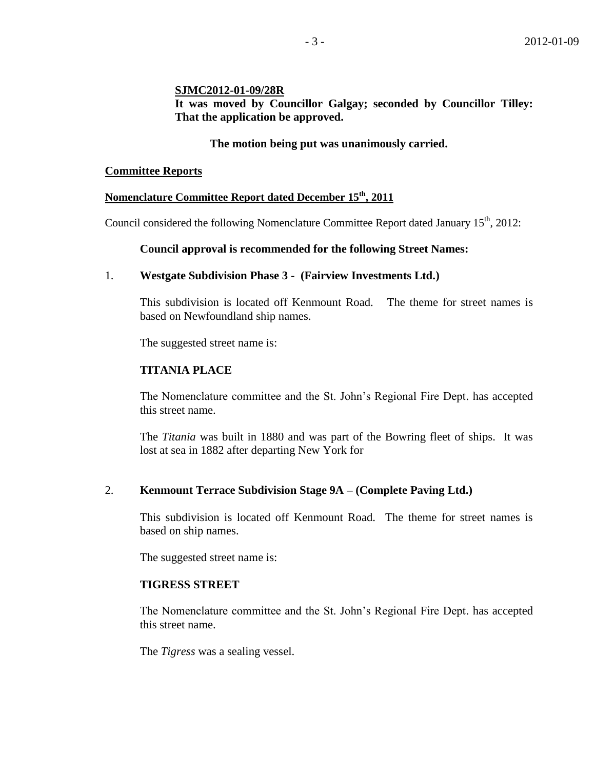**SJMC2012-01-09/28R**
**It was moved by Councillor Galgay; seconded by Councillor Tilley: That the application be approved.**

**The motion being put was unanimously carried.**

## Committee Reports

### Nomenclature Committee Report dated December 15th, 2011

Council considered the following Nomenclature Committee Report dated January 15th, 2012:

**Council approval is recommended for the following Street Names:**

1. **Westgate Subdivision Phase 3 - (Fairview Investments Ltd.)**

   This subdivision is located off Kenmount Road. The theme for street names is based on Newfoundland ship names.

   The suggested street name is:

   **TITANIA PLACE**

   The Nomenclature committee and the St. John's Regional Fire Dept. has accepted this street name.

   The *Titania* was built in 1880 and was part of the Bowring fleet of ships. It was lost at sea in 1882 after departing New York for

2. **Kenmount Terrace Subdivision Stage 9A – (Complete Paving Ltd.)**

   This subdivision is located off Kenmount Road. The theme for street names is based on ship names.

   The suggested street name is:

   **TIGRESS STREET**

   The Nomenclature committee and the St. John's Regional Fire Dept. has accepted this street name.

   The *Tigress* was a sealing vessel.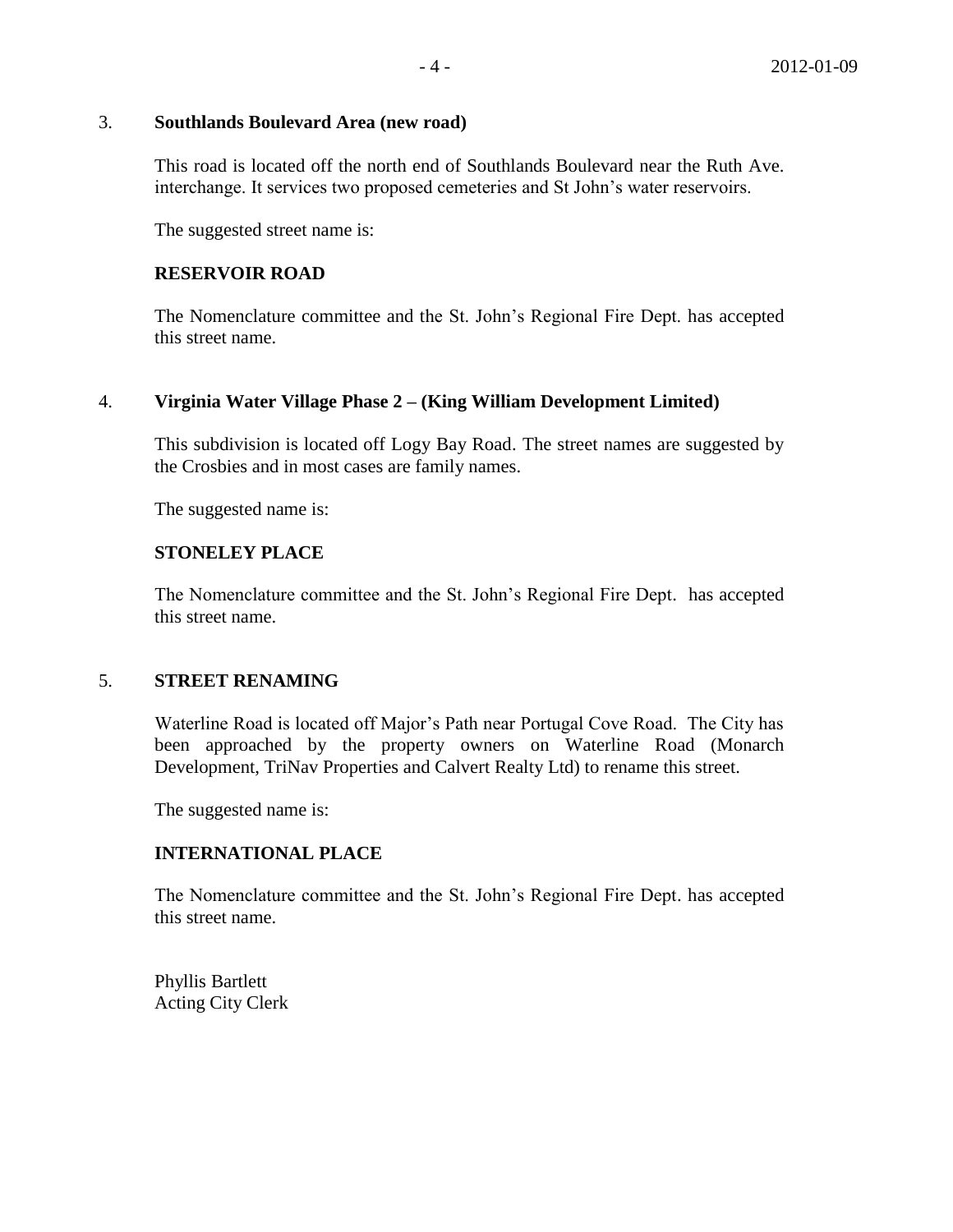3. **Southlands Boulevard Area (new road)**

This road is located off the north end of Southlands Boulevard near the Ruth Ave. interchange. It services two proposed cemeteries and St John's water reservoirs.

The suggested street name is:

**RESERVOIR ROAD**

The Nomenclature committee and the St. John's Regional Fire Dept. has accepted this street name.

4. **Virginia Water Village Phase 2 – (King William Development Limited)**

This subdivision is located off Logy Bay Road. The street names are suggested by the Crosbies and in most cases are family names.

The suggested name is:

**STONELEY PLACE**

The Nomenclature committee and the St. John's Regional Fire Dept. has accepted this street name.

5. **STREET RENAMING**

Waterline Road is located off Major's Path near Portugal Cove Road. The City has been approached by the property owners on Waterline Road (Monarch Development, TriNav Properties and Calvert Realty Ltd) to rename this street.

The suggested name is:

**INTERNATIONAL PLACE**

The Nomenclature committee and the St. John's Regional Fire Dept. has accepted this street name.

Phyllis Bartlett
Acting City Clerk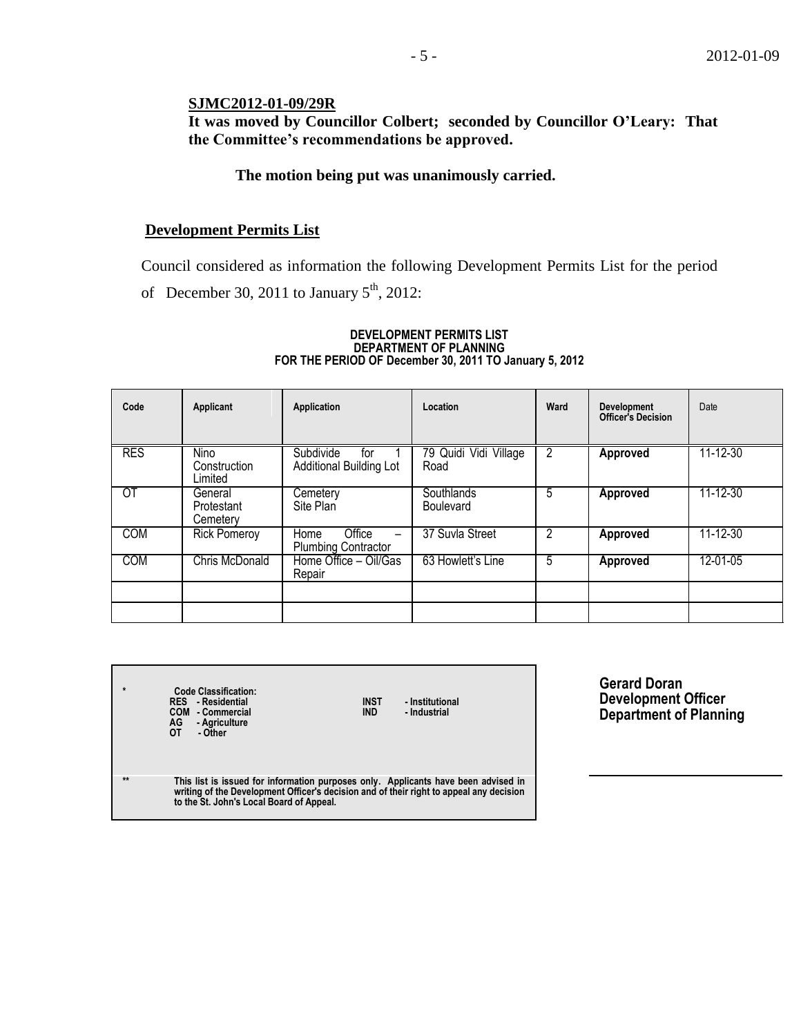**SJMC2012-01-09/29R**
**It was moved by Councillor Colbert; seconded by Councillor O'Leary: That the Committee's recommendations be approved.**

**The motion being put was unanimously carried.**

**Development Permits List**

Council considered as information the following Development Permits List for the period of December 30, 2011 to January 5th, 2012:

**DEVELOPMENT PERMITS LIST**
**DEPARTMENT OF PLANNING**
**FOR THE PERIOD OF December 30, 2011 TO January 5, 2012**

| Code | Applicant | Application | Location | Ward | Development Officer's Decision | Date |
|---|---|---|---|---|---|---|
| RES | Nino Construction Limited | Subdivide for 1 Additional Building Lot | 79 Quidi Vidi Village Road | 2 | **Approved** | 11-12-30 |
| OT | General Protestant Cemetery | Cemetery Site Plan | Southlands Boulevard | 5 | **Approved** | 11-12-30 |
| COM | Rick Pomeroy | Home Office – Plumbing Contractor | 37 Suvla Street | 2 | **Approved** | 11-12-30 |
| COM | Chris McDonald | Home Office – Oil/Gas Repair | 63 Howlett's Line | 5 | **Approved** | 12-01-05 |
| | | | | | | |
| | | | | | | |

\* **Code Classification:**
**RES - Residential**
**COM - Commercial**
**AG - Agriculture**
**OT - Other**
**INST - Institutional**
**IND - Industrial**

\*\* **This list is issued for information purposes only. Applicants have been advised in writing of the Development Officer's decision and of their right to appeal any decision to the St. John's Local Board of Appeal.**

**Gerard Doran**
**Development Officer**
**Department of Planning**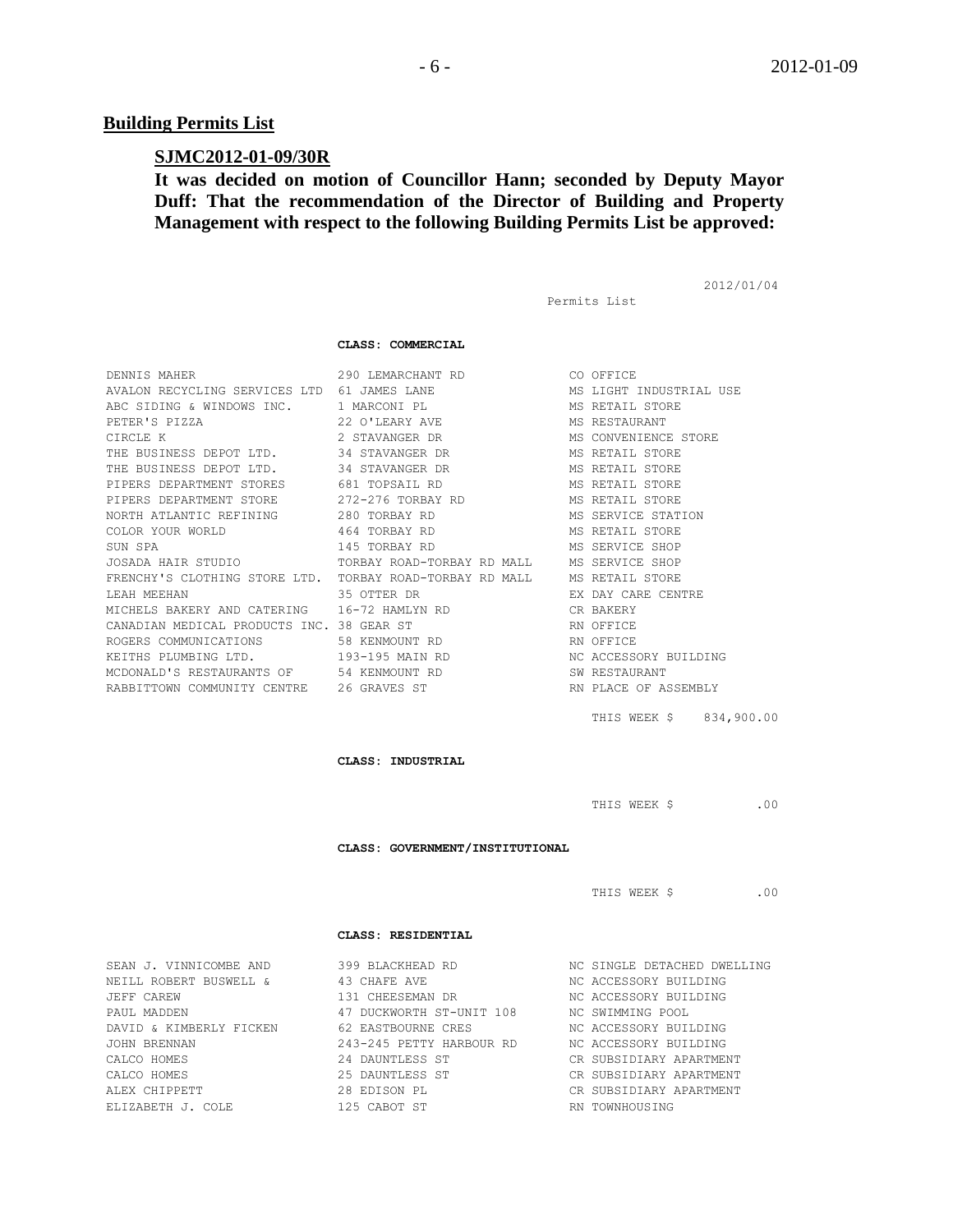## Building Permits List

### SJMC2012-01-09/30R

**It was decided on motion of Councillor Hann; seconded by Deputy Mayor Duff: That the recommendation of the Director of Building and Property Management with respect to the following Building Permits List be approved:**

2012/01/04

Permits List

**CLASS: COMMERCIAL**

| | | |
|---|---|---|
| DENNIS MAHER | 290 LEMARCHANT RD | CO OFFICE |
| AVALON RECYCLING SERVICES LTD | 61 JAMES LANE | MS LIGHT INDUSTRIAL USE |
| ABC SIDING & WINDOWS INC. | 1 MARCONI PL | MS RETAIL STORE |
| PETER'S PIZZA | 22 O'LEARY AVE | MS RESTAURANT |
| CIRCLE K | 2 STAVANGER DR | MS CONVENIENCE STORE |
| THE BUSINESS DEPOT LTD. | 34 STAVANGER DR | MS RETAIL STORE |
| THE BUSINESS DEPOT LTD. | 34 STAVANGER DR | MS RETAIL STORE |
| PIPERS DEPARTMENT STORES | 681 TOPSAIL RD | MS RETAIL STORE |
| PIPERS DEPARTMENT STORE | 272-276 TORBAY RD | MS RETAIL STORE |
| NORTH ATLANTIC REFINING | 280 TORBAY RD | MS SERVICE STATION |
| COLOR YOUR WORLD | 464 TORBAY RD | MS RETAIL STORE |
| SUN SPA | 145 TORBAY RD | MS SERVICE SHOP |
| JOSADA HAIR STUDIO | TORBAY ROAD-TORBAY RD MALL | MS SERVICE SHOP |
| FRENCHY'S CLOTHING STORE LTD. | TORBAY ROAD-TORBAY RD MALL | MS RETAIL STORE |
| LEAH MEEHAN | 35 OTTER DR | EX DAY CARE CENTRE |
| MICHELS BAKERY AND CATERING | 16-72 HAMLYN RD | CR BAKERY |
| CANADIAN MEDICAL PRODUCTS INC. | 38 GEAR ST | RN OFFICE |
| ROGERS COMMUNICATIONS | 58 KENMOUNT RD | RN OFFICE |
| KEITHS PLUMBING LTD. | 193-195 MAIN RD | NC ACCESSORY BUILDING |
| MCDONALD'S RESTAURANTS OF | 54 KENMOUNT RD | SW RESTAURANT |
| RABBITTOWN COMMUNITY CENTRE | 26 GRAVES ST | RN PLACE OF ASSEMBLY |

THIS WEEK $ 834,900.00

**CLASS: INDUSTRIAL**

THIS WEEK $ .00

**CLASS: GOVERNMENT/INSTITUTIONAL**

THIS WEEK $ .00

**CLASS: RESIDENTIAL**

| | | |
|---|---|---|
| SEAN J. VINNICOMBE AND | 399 BLACKHEAD RD | NC SINGLE DETACHED DWELLING |
| NEILL ROBERT BUSWELL & | 43 CHAFE AVE | NC ACCESSORY BUILDING |
| JEFF CAREW | 131 CHEESEMAN DR | NC ACCESSORY BUILDING |
| PAUL MADDEN | 47 DUCKWORTH ST-UNIT 108 | NC SWIMMING POOL |
| DAVID & KIMBERLY FICKEN | 62 EASTBOURNE CRES | NC ACCESSORY BUILDING |
| JOHN BRENNAN | 243-245 PETTY HARBOUR RD | NC ACCESSORY BUILDING |
| CALCO HOMES | 24 DAUNTLESS ST | CR SUBSIDIARY APARTMENT |
| CALCO HOMES | 25 DAUNTLESS ST | CR SUBSIDIARY APARTMENT |
| ALEX CHIPPETT | 28 EDISON PL | CR SUBSIDIARY APARTMENT |
| ELIZABETH J. COLE | 125 CABOT ST | RN TOWNHOUSING |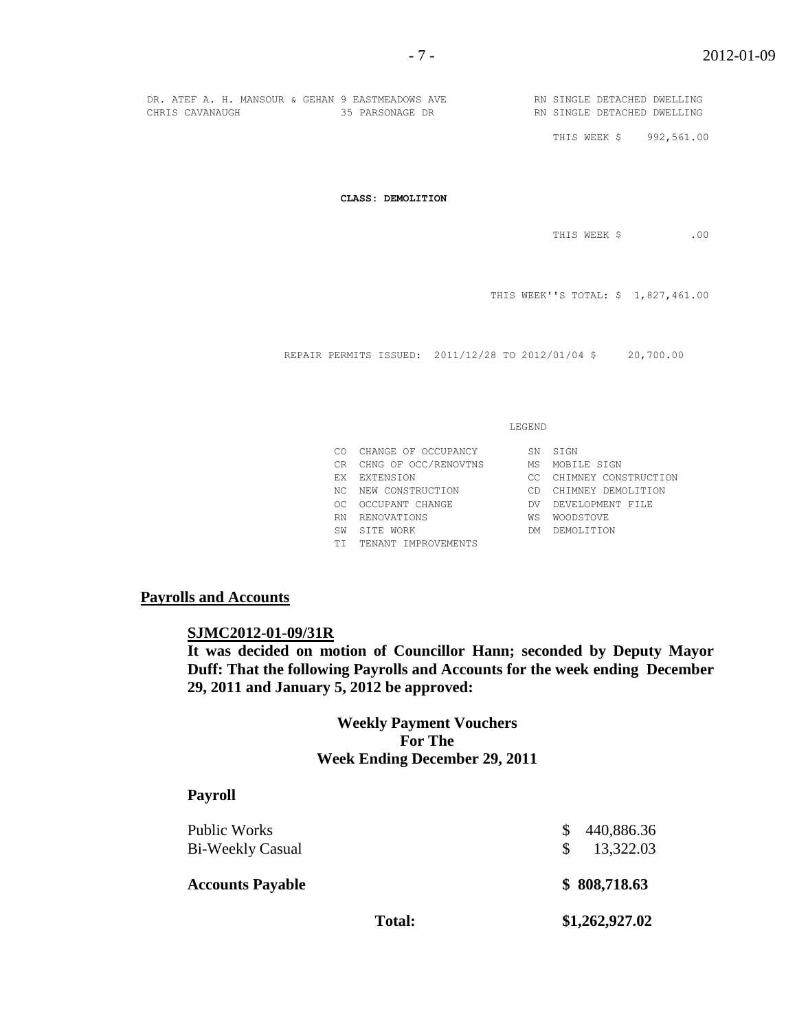```
DR. ATEF A. H. MANSOUR & GEHAN 9 EASTMEADOWS AVE        RN SINGLE DETACHED DWELLING
CHRIS CAVANAUGH                35 PARSONAGE DR          RN SINGLE DETACHED DWELLING

                                                          THIS WEEK $    992,561.00
```

**CLASS: DEMOLITION**

```
                                                          THIS WEEK $           .00

                                              THIS WEEK''S TOTAL: $  1,827,461.00

REPAIR PERMITS ISSUED:  2011/12/28 TO 2012/01/04 $     20,700.00
```

LEGEND

| | | | |
|---|---|---|---|
| CO | CHANGE OF OCCUPANCY | SN | SIGN |
| CR | CHNG OF OCC/RENOVTNS | MS | MOBILE SIGN |
| EX | EXTENSION | CC | CHIMNEY CONSTRUCTION |
| NC | NEW CONSTRUCTION | CD | CHIMNEY DEMOLITION |
| OC | OCCUPANT CHANGE | DV | DEVELOPMENT FILE |
| RN | RENOVATIONS | WS | WOODSTOVE |
| SW | SITE WORK | DM | DEMOLITION |
| TI | TENANT IMPROVEMENTS | | |

## Payrolls and Accounts

**SJMC2012-01-09/31R**

**It was decided on motion of Councillor Hann; seconded by Deputy Mayor Duff: That the following Payrolls and Accounts for the week ending December 29, 2011 and January 5, 2012 be approved:**

**Weekly Payment Vouchers For The Week Ending December 29, 2011**

**Payroll**

| | |
|---|---|
| Public Works | $ 440,886.36 |
| Bi-Weekly Casual | $ 13,322.03 |
| **Accounts Payable** | **$ 808,718.63** |
| **Total:** | **$1,262,927.02** |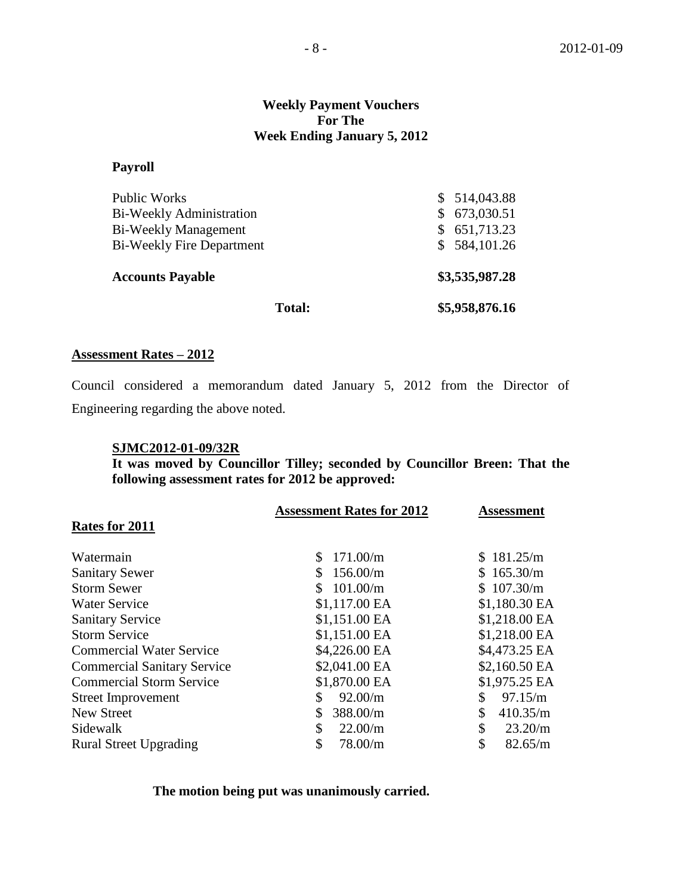**Weekly Payment Vouchers**
**For The**
**Week Ending January 5, 2012**

**Payroll**

| | |
|---|---|
| Public Works | $ 514,043.88 |
| Bi-Weekly Administration | $ 673,030.51 |
| Bi-Weekly Management | $ 651,713.23 |
| Bi-Weekly Fire Department | $ 584,101.26 |
| **Accounts Payable** | **$3,535,987.28** |
| **Total:** | **$5,958,876.16** |

**Assessment Rates – 2012**

Council considered a memorandum dated January 5, 2012 from the Director of Engineering regarding the above noted.

**SJMC2012-01-09/32R**
**It was moved by Councillor Tilley; seconded by Councillor Breen: That the following assessment rates for 2012 be approved:**

| Rates for 2011 | Assessment Rates for 2012 | Assessment |
|---|---|---|
| Watermain | $ 171.00/m | $ 181.25/m |
| Sanitary Sewer | $ 156.00/m | $ 165.30/m |
| Storm Sewer | $ 101.00/m | $ 107.30/m |
| Water Service | $1,117.00 EA | $1,180.30 EA |
| Sanitary Service | $1,151.00 EA | $1,218.00 EA |
| Storm Service | $1,151.00 EA | $1,218.00 EA |
| Commercial Water Service | $4,226.00 EA | $4,473.25 EA |
| Commercial Sanitary Service | $2,041.00 EA | $2,160.50 EA |
| Commercial Storm Service | $1,870.00 EA | $1,975.25 EA |
| Street Improvement | $ 92.00/m | $ 97.15/m |
| New Street | $ 388.00/m | $ 410.35/m |
| Sidewalk | $ 22.00/m | $ 23.20/m |
| Rural Street Upgrading | $ 78.00/m | $ 82.65/m |

**The motion being put was unanimously carried.**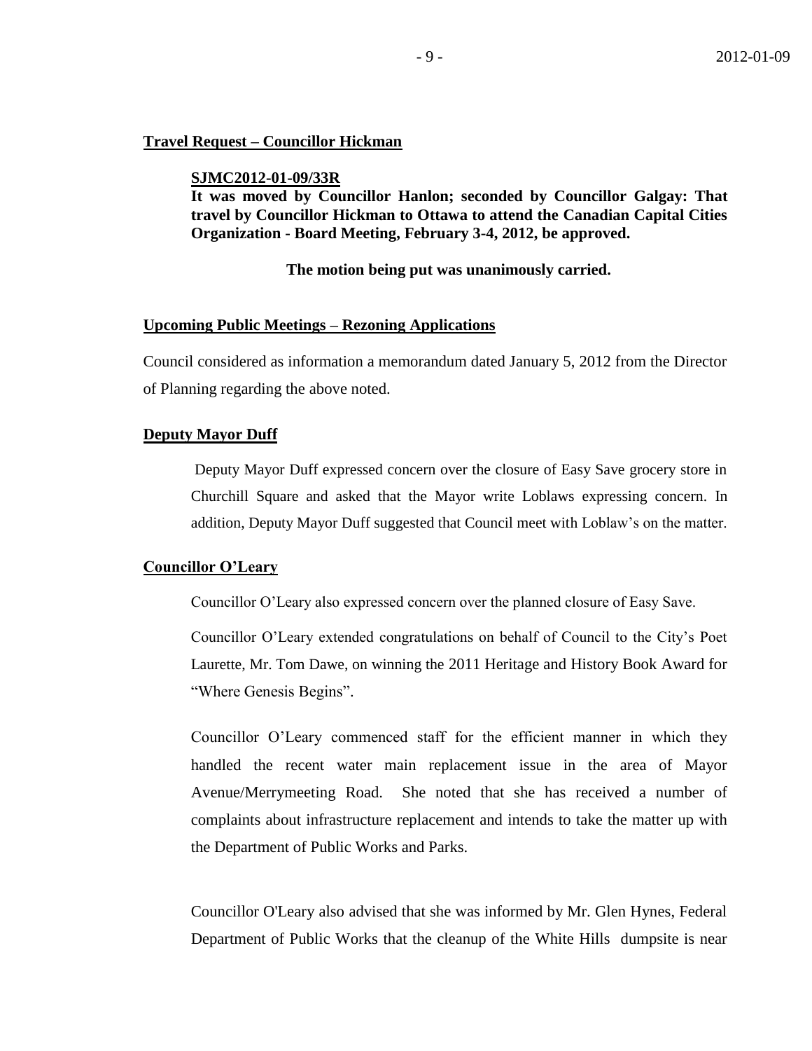**Travel Request – Councillor Hickman**

> **SJMC2012-01-09/33R**
> **It was moved by Councillor Hanlon; seconded by Councillor Galgay: That travel by Councillor Hickman to Ottawa to attend the Canadian Capital Cities Organization - Board Meeting, February 3-4, 2012, be approved.**
>
> **The motion being put was unanimously carried.**

**Upcoming Public Meetings – Rezoning Applications**

Council considered as information a memorandum dated January 5, 2012 from the Director of Planning regarding the above noted.

**Deputy Mayor Duff**

> Deputy Mayor Duff expressed concern over the closure of Easy Save grocery store in Churchill Square and asked that the Mayor write Loblaws expressing concern. In addition, Deputy Mayor Duff suggested that Council meet with Loblaw's on the matter.

**Councillor O'Leary**

> Councillor O'Leary also expressed concern over the planned closure of Easy Save.
>
> Councillor O'Leary extended congratulations on behalf of Council to the City's Poet Laurette, Mr. Tom Dawe, on winning the 2011 Heritage and History Book Award for "Where Genesis Begins".
>
> Councillor O'Leary commenced staff for the efficient manner in which they handled the recent water main replacement issue in the area of Mayor Avenue/Merrymeeting Road. She noted that she has received a number of complaints about infrastructure replacement and intends to take the matter up with the Department of Public Works and Parks.
>
> Councillor O'Leary also advised that she was informed by Mr. Glen Hynes, Federal Department of Public Works that the cleanup of the White Hills dumpsite is near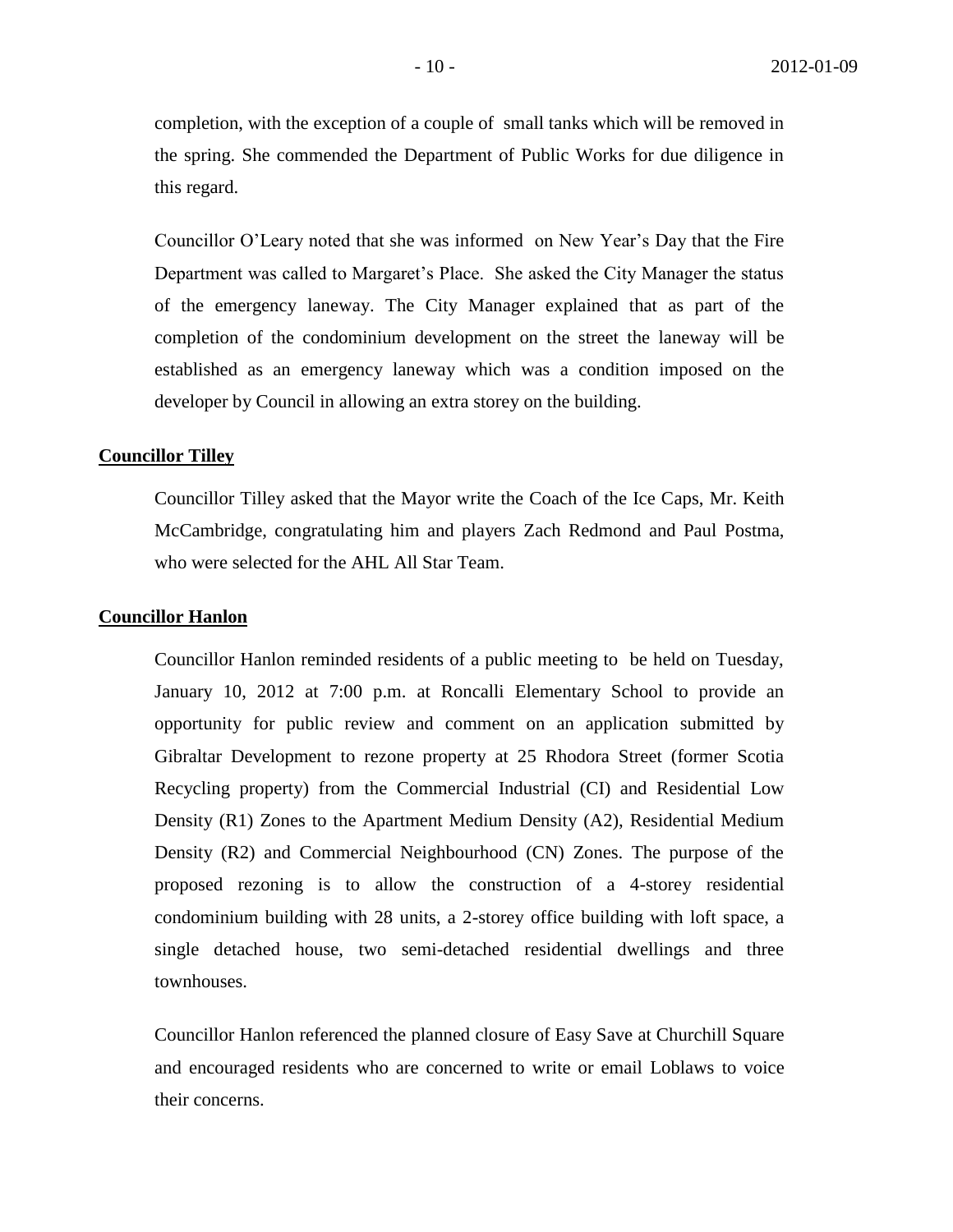completion, with the exception of a couple of small tanks which will be removed in the spring. She commended the Department of Public Works for due diligence in this regard.

Councillor O'Leary noted that she was informed on New Year's Day that the Fire Department was called to Margaret's Place. She asked the City Manager the status of the emergency laneway. The City Manager explained that as part of the completion of the condominium development on the street the laneway will be established as an emergency laneway which was a condition imposed on the developer by Council in allowing an extra storey on the building.

**Councillor Tilley**

Councillor Tilley asked that the Mayor write the Coach of the Ice Caps, Mr. Keith McCambridge, congratulating him and players Zach Redmond and Paul Postma, who were selected for the AHL All Star Team.

**Councillor Hanlon**

Councillor Hanlon reminded residents of a public meeting to be held on Tuesday, January 10, 2012 at 7:00 p.m. at Roncalli Elementary School to provide an opportunity for public review and comment on an application submitted by Gibraltar Development to rezone property at 25 Rhodora Street (former Scotia Recycling property) from the Commercial Industrial (CI) and Residential Low Density (R1) Zones to the Apartment Medium Density (A2), Residential Medium Density (R2) and Commercial Neighbourhood (CN) Zones. The purpose of the proposed rezoning is to allow the construction of a 4-storey residential condominium building with 28 units, a 2-storey office building with loft space, a single detached house, two semi-detached residential dwellings and three townhouses.

Councillor Hanlon referenced the planned closure of Easy Save at Churchill Square and encouraged residents who are concerned to write or email Loblaws to voice their concerns.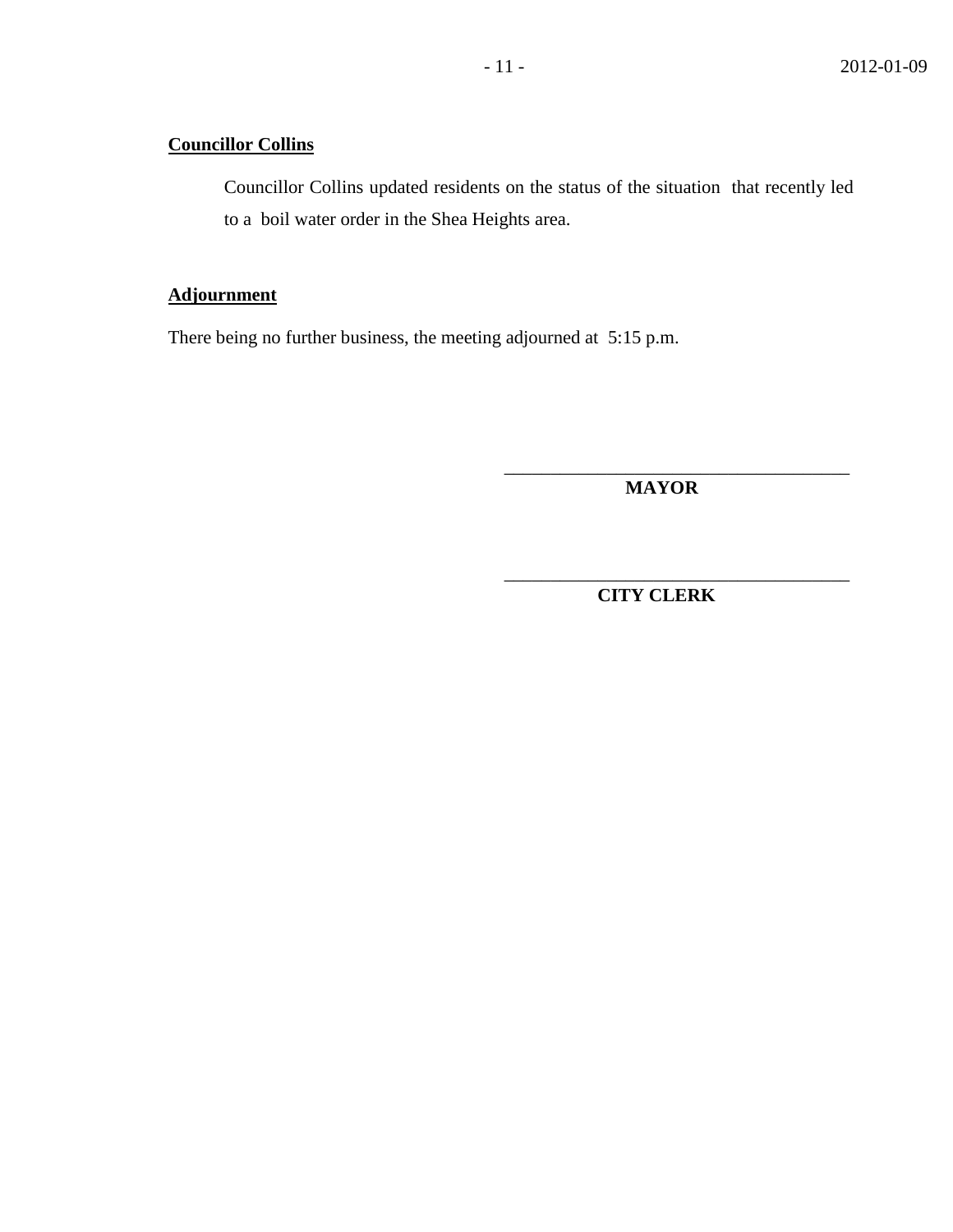**Councillor Collins**

Councillor Collins updated residents on the status of the situation that recently led to a boil water order in the Shea Heights area.

**Adjournment**

There being no further business, the meeting adjourned at 5:15 p.m.

\_\_\_\_\_\_\_\_\_\_\_\_\_\_\_\_\_\_\_\_\_\_\_\_\_\_\_\_\_\_\_\_\_\_\_\_\_\_

**MAYOR**

\_\_\_\_\_\_\_\_\_\_\_\_\_\_\_\_\_\_\_\_\_\_\_\_\_\_\_\_\_\_\_\_\_\_\_\_\_\_

**CITY CLERK**